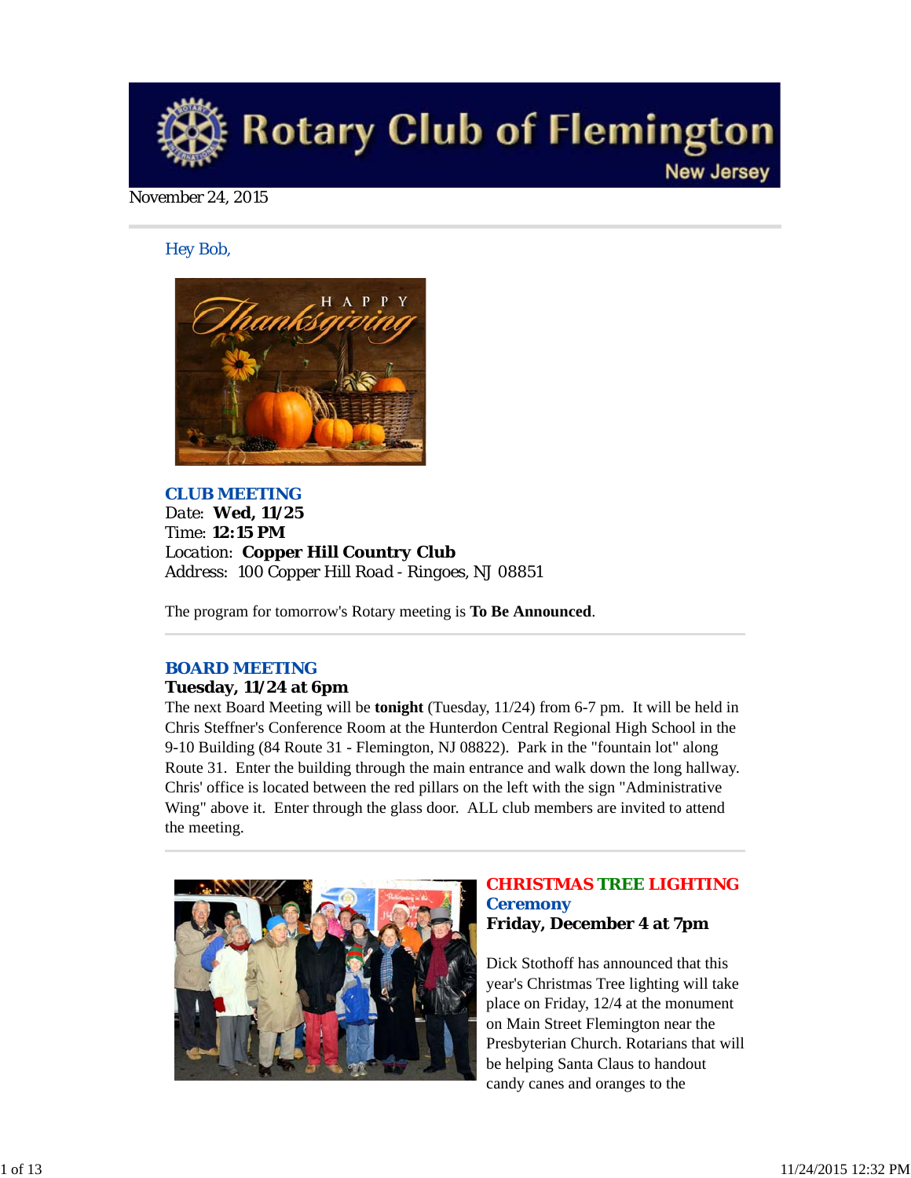# Rotary Club of Flemington
New Jersey

November 24, 2015

Hey Bob,

## CLUB MEETING

Date: **Wed, 11/25**
Time: **12:15 PM**
Location: **Copper Hill Country Club**
Address: 100 Copper Hill Road - Ringoes, NJ 08851

The program for tomorrow's Rotary meeting is **To Be Announced**.

## BOARD MEETING

**Tuesday, 11/24 at 6pm**

The next Board Meeting will be **tonight** (Tuesday, 11/24) from 6-7 pm. It will be held in Chris Steffner's Conference Room at the Hunterdon Central Regional High School in the 9-10 Building (84 Route 31 - Flemington, NJ 08822). Park in the "fountain lot" along Route 31. Enter the building through the main entrance and walk down the long hallway. Chris' office is located between the red pillars on the left with the sign "Administrative Wing" above it. Enter through the glass door. ALL club members are invited to attend the meeting.

## CHRISTMAS TREE LIGHTING Ceremony

**Friday, December 4 at 7pm**

Dick Stothoff has announced that this year's Christmas Tree lighting will take place on Friday, 12/4 at the monument on Main Street Flemington near the Presbyterian Church. Rotarians that will be helping Santa Claus to handout candy canes and oranges to the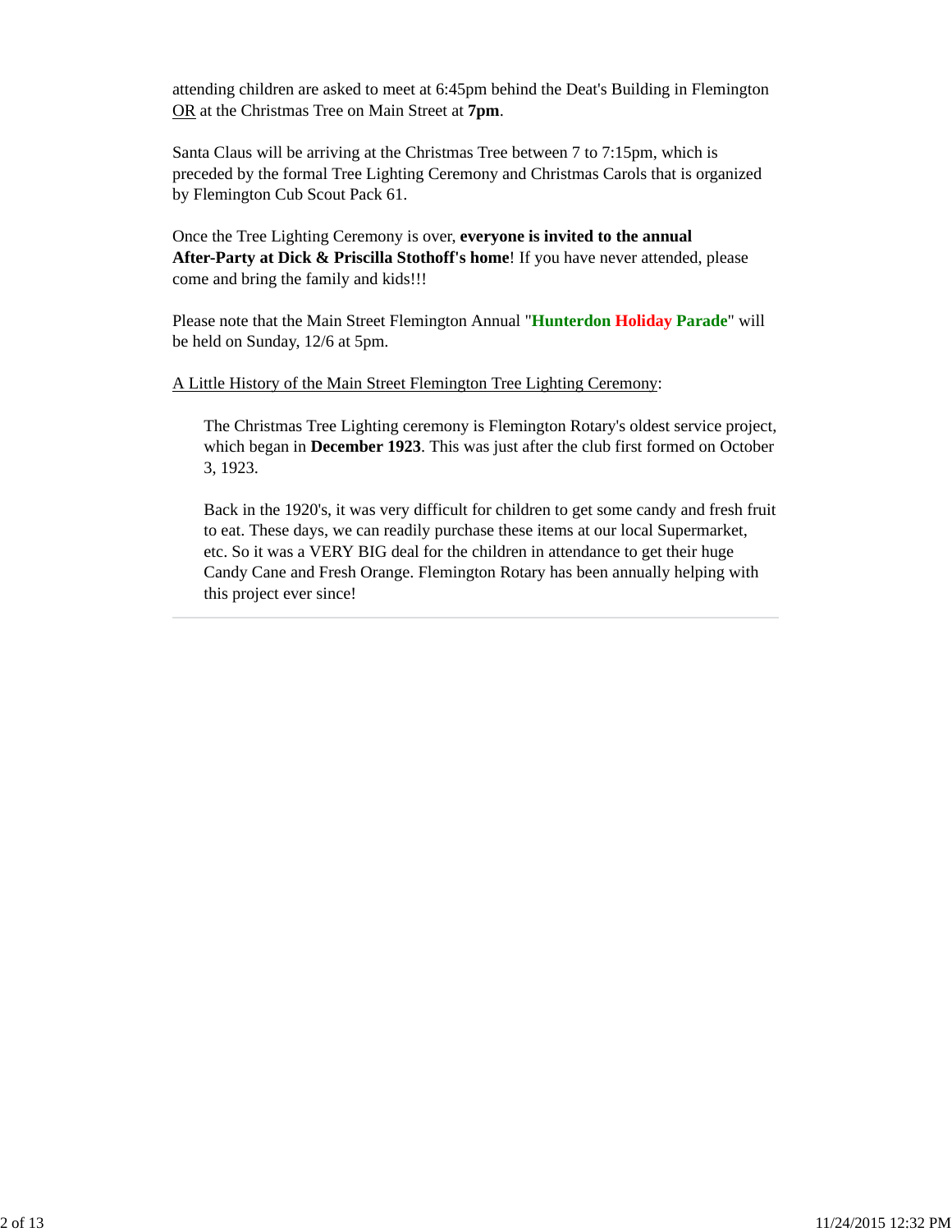attending children are asked to meet at 6:45pm behind the Deat's Building in Flemington OR at the Christmas Tree on Main Street at **7pm**.

Santa Claus will be arriving at the Christmas Tree between 7 to 7:15pm, which is preceded by the formal Tree Lighting Ceremony and Christmas Carols that is organized by Flemington Cub Scout Pack 61.

Once the Tree Lighting Ceremony is over, **everyone is invited to the annual After-Party at Dick & Priscilla Stothoff's home**! If you have never attended, please come and bring the family and kids!!!

Please note that the Main Street Flemington Annual "**Hunterdon Holiday Parade**" will be held on Sunday, 12/6 at 5pm.

A Little History of the Main Street Flemington Tree Lighting Ceremony:

> The Christmas Tree Lighting ceremony is Flemington Rotary's oldest service project, which began in **December 1923**. This was just after the club first formed on October 3, 1923.
>
> Back in the 1920's, it was very difficult for children to get some candy and fresh fruit to eat. These days, we can readily purchase these items at our local Supermarket, etc. So it was a VERY BIG deal for the children in attendance to get their huge Candy Cane and Fresh Orange. Flemington Rotary has been annually helping with this project ever since!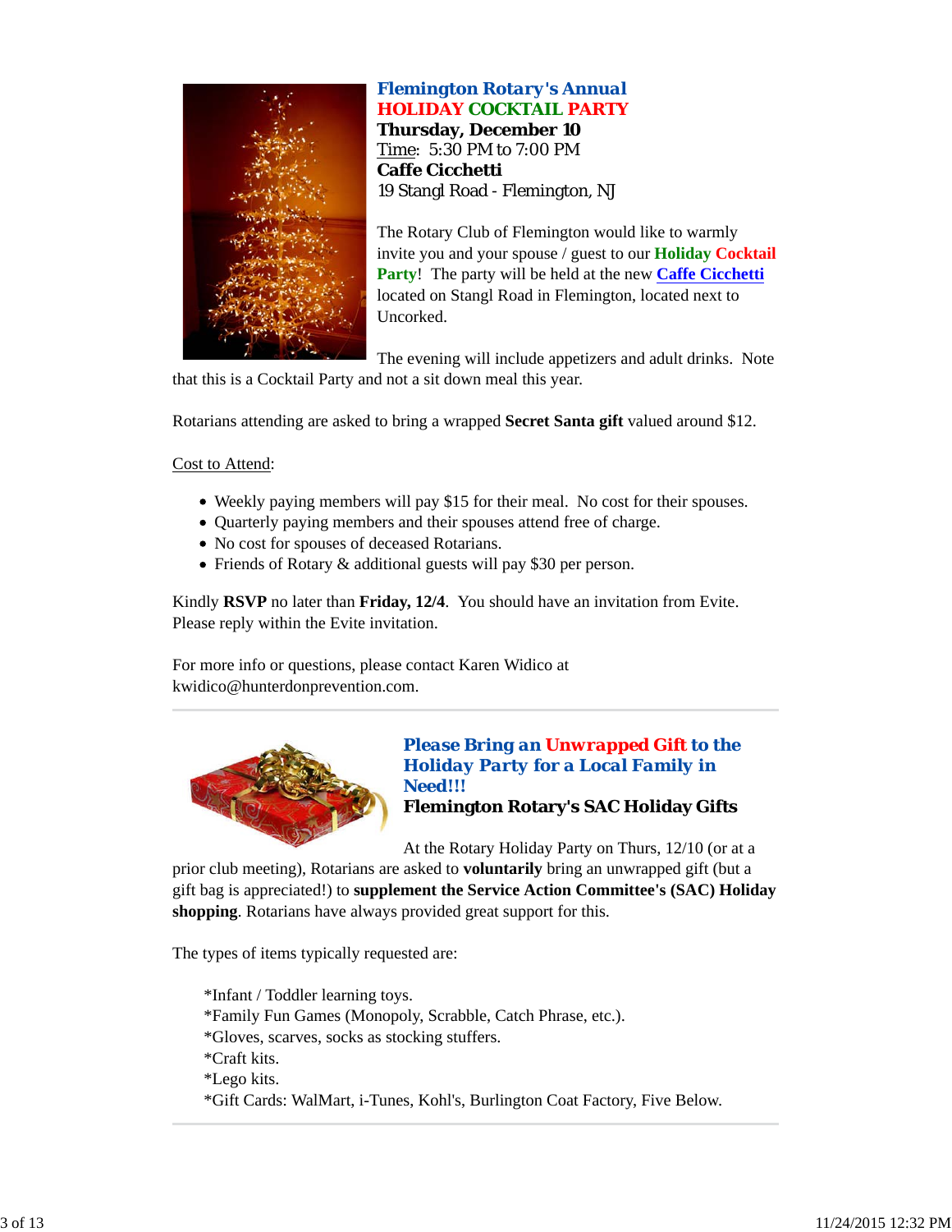## Flemington Rotary's Annual
## HOLIDAY COCKTAIL PARTY

**Thursday, December 10**
Time: 5:30 PM to 7:00 PM
**Caffe Cicchetti**
19 Stangl Road - Flemington, NJ

The Rotary Club of Flemington would like to warmly invite you and your spouse / guest to our **Holiday Cocktail Party**! The party will be held at the new **Caffe Cicchetti** located on Stangl Road in Flemington, located next to Uncorked.

The evening will include appetizers and adult drinks. Note that this is a Cocktail Party and not a sit down meal this year.

Rotarians attending are asked to bring a wrapped **Secret Santa gift** valued around $12.

Cost to Attend:

- Weekly paying members will pay $15 for their meal. No cost for their spouses.
- Quarterly paying members and their spouses attend free of charge.
- No cost for spouses of deceased Rotarians.
- Friends of Rotary & additional guests will pay $30 per person.

Kindly **RSVP** no later than **Friday, 12/4**. You should have an invitation from Evite. Please reply within the Evite invitation.

For more info or questions, please contact Karen Widico at kwidico@hunterdonprevention.com.

---

## Please Bring an Unwrapped Gift to the Holiday Party for a Local Family in Need!!!

**Flemington Rotary's SAC Holiday Gifts**

At the Rotary Holiday Party on Thurs, 12/10 (or at a prior club meeting), Rotarians are asked to **voluntarily** bring an unwrapped gift (but a gift bag is appreciated!) to **supplement the Service Action Committee's (SAC) Holiday shopping**. Rotarians have always provided great support for this.

The types of items typically requested are:

*Infant / Toddler learning toys.
*Family Fun Games (Monopoly, Scrabble, Catch Phrase, etc.).
*Gloves, scarves, socks as stocking stuffers.
*Craft kits.
*Lego kits.
*Gift Cards: WalMart, i-Tunes, Kohl's, Burlington Coat Factory, Five Below.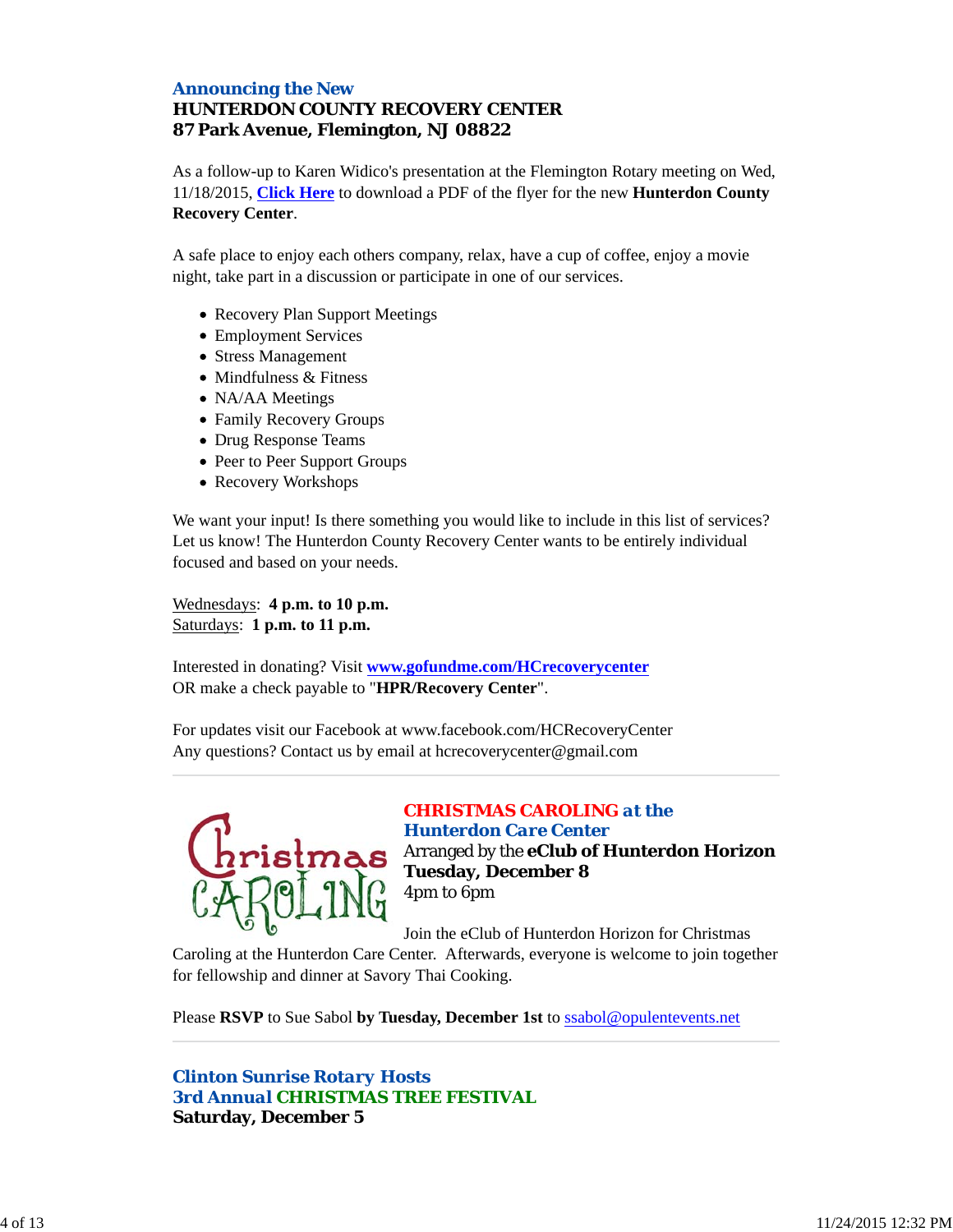### Announcing the New
**HUNTERDON COUNTY RECOVERY CENTER**
**87 Park Avenue, Flemington, NJ 08822**

As a follow-up to Karen Widico's presentation at the Flemington Rotary meeting on Wed, 11/18/2015, **Click Here** to download a PDF of the flyer for the new **Hunterdon County Recovery Center**.

A safe place to enjoy each others company, relax, have a cup of coffee, enjoy a movie night, take part in a discussion or participate in one of our services.

- Recovery Plan Support Meetings
- Employment Services
- Stress Management
- Mindfulness & Fitness
- NA/AA Meetings
- Family Recovery Groups
- Drug Response Teams
- Peer to Peer Support Groups
- Recovery Workshops

We want your input! Is there something you would like to include in this list of services? Let us know! The Hunterdon County Recovery Center wants to be entirely individual focused and based on your needs.

Wednesdays: **4 p.m. to 10 p.m.**
Saturdays: **1 p.m. to 11 p.m.**

Interested in donating? Visit **www.gofundme.com/HCrecoverycenter**
OR make a check payable to "**HPR/Recovery Center**".

For updates visit our Facebook at www.facebook.com/HCRecoveryCenter
Any questions? Contact us by email at hcrecoverycenter@gmail.com

---

### CHRISTMAS CAROLING at the Hunterdon Care Center
Arranged by the **eClub of Hunterdon Horizon**
**Tuesday, December 8**
4pm to 6pm

Join the eClub of Hunterdon Horizon for Christmas Caroling at the Hunterdon Care Center. Afterwards, everyone is welcome to join together for fellowship and dinner at Savory Thai Cooking.

Please **RSVP** to Sue Sabol **by Tuesday, December 1st** to ssabol@opulentevents.net

---

### Clinton Sunrise Rotary Hosts
### 3rd Annual CHRISTMAS TREE FESTIVAL
**Saturday, December 5**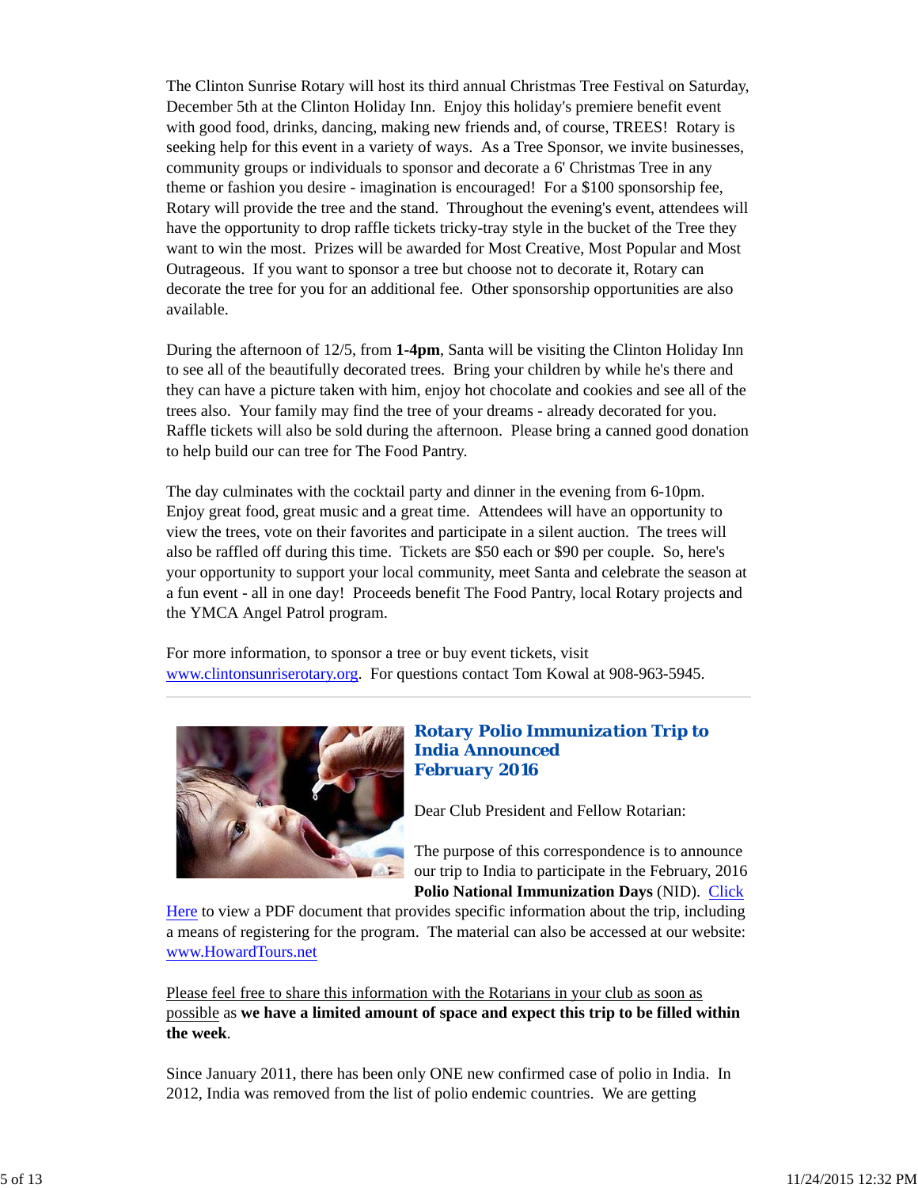The Clinton Sunrise Rotary will host its third annual Christmas Tree Festival on Saturday, December 5th at the Clinton Holiday Inn.  Enjoy this holiday's premiere benefit event with good food, drinks, dancing, making new friends and, of course, TREES!  Rotary is seeking help for this event in a variety of ways.  As a Tree Sponsor, we invite businesses, community groups or individuals to sponsor and decorate a 6' Christmas Tree in any theme or fashion you desire - imagination is encouraged!  For a $100 sponsorship fee, Rotary will provide the tree and the stand.  Throughout the evening's event, attendees will have the opportunity to drop raffle tickets tricky-tray style in the bucket of the Tree they want to win the most.  Prizes will be awarded for Most Creative, Most Popular and Most Outrageous.  If you want to sponsor a tree but choose not to decorate it, Rotary can decorate the tree for you for an additional fee.  Other sponsorship opportunities are also available.

During the afternoon of 12/5, from **1-4pm**, Santa will be visiting the Clinton Holiday Inn to see all of the beautifully decorated trees.  Bring your children by while he's there and they can have a picture taken with him, enjoy hot chocolate and cookies and see all of the trees also.  Your family may find the tree of your dreams - already decorated for you.  Raffle tickets will also be sold during the afternoon.  Please bring a canned good donation to help build our can tree for The Food Pantry.

The day culminates with the cocktail party and dinner in the evening from 6-10pm.  Enjoy great food, great music and a great time.  Attendees will have an opportunity to view the trees, vote on their favorites and participate in a silent auction.  The trees will also be raffled off during this time.  Tickets are $50 each or $90 per couple.  So, here's your opportunity to support your local community, meet Santa and celebrate the season at a fun event - all in one day!  Proceeds benefit The Food Pantry, local Rotary projects and the YMCA Angel Patrol program.

For more information, to sponsor a tree or buy event tickets, visit www.clintonsunriserotary.org.  For questions contact Tom Kowal at 908-963-5945.

---

## Rotary Polio Immunization Trip to India Announced February 2016

Dear Club President and Fellow Rotarian:

The purpose of this correspondence is to announce our trip to India to participate in the February, 2016 **Polio National Immunization Days** (NID).  Click Here to view a PDF document that provides specific information about the trip, including a means of registering for the program.  The material can also be accessed at our website: www.HowardTours.net

Please feel free to share this information with the Rotarians in your club as soon as possible as **we have a limited amount of space and expect this trip to be filled within the week**.

Since January 2011, there has been only ONE new confirmed case of polio in India.  In 2012, India was removed from the list of polio endemic countries.  We are getting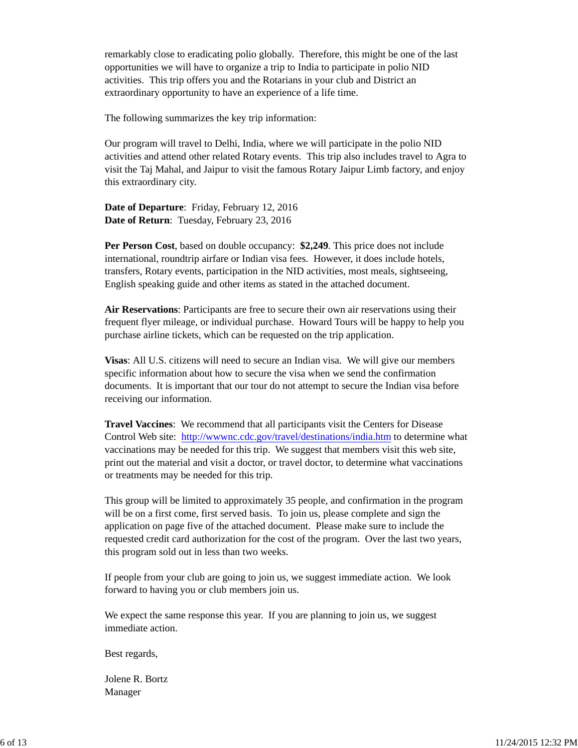remarkably close to eradicating polio globally. Therefore, this might be one of the last opportunities we will have to organize a trip to India to participate in polio NID activities. This trip offers you and the Rotarians in your club and District an extraordinary opportunity to have an experience of a life time.

The following summarizes the key trip information:

Our program will travel to Delhi, India, where we will participate in the polio NID activities and attend other related Rotary events. This trip also includes travel to Agra to visit the Taj Mahal, and Jaipur to visit the famous Rotary Jaipur Limb factory, and enjoy this extraordinary city.

**Date of Departure**: Friday, February 12, 2016
**Date of Return**: Tuesday, February 23, 2016

**Per Person Cost**, based on double occupancy: **$2,249**. This price does not include international, roundtrip airfare or Indian visa fees. However, it does include hotels, transfers, Rotary events, participation in the NID activities, most meals, sightseeing, English speaking guide and other items as stated in the attached document.

**Air Reservations**: Participants are free to secure their own air reservations using their frequent flyer mileage, or individual purchase. Howard Tours will be happy to help you purchase airline tickets, which can be requested on the trip application.

**Visas**: All U.S. citizens will need to secure an Indian visa. We will give our members specific information about how to secure the visa when we send the confirmation documents. It is important that our tour do not attempt to secure the Indian visa before receiving our information.

**Travel Vaccines**: We recommend that all participants visit the Centers for Disease Control Web site: http://wwwnc.cdc.gov/travel/destinations/india.htm to determine what vaccinations may be needed for this trip. We suggest that members visit this web site, print out the material and visit a doctor, or travel doctor, to determine what vaccinations or treatments may be needed for this trip.

This group will be limited to approximately 35 people, and confirmation in the program will be on a first come, first served basis. To join us, please complete and sign the application on page five of the attached document. Please make sure to include the requested credit card authorization for the cost of the program. Over the last two years, this program sold out in less than two weeks.

If people from your club are going to join us, we suggest immediate action. We look forward to having you or club members join us.

We expect the same response this year. If you are planning to join us, we suggest immediate action.

Best regards,

Jolene R. Bortz
Manager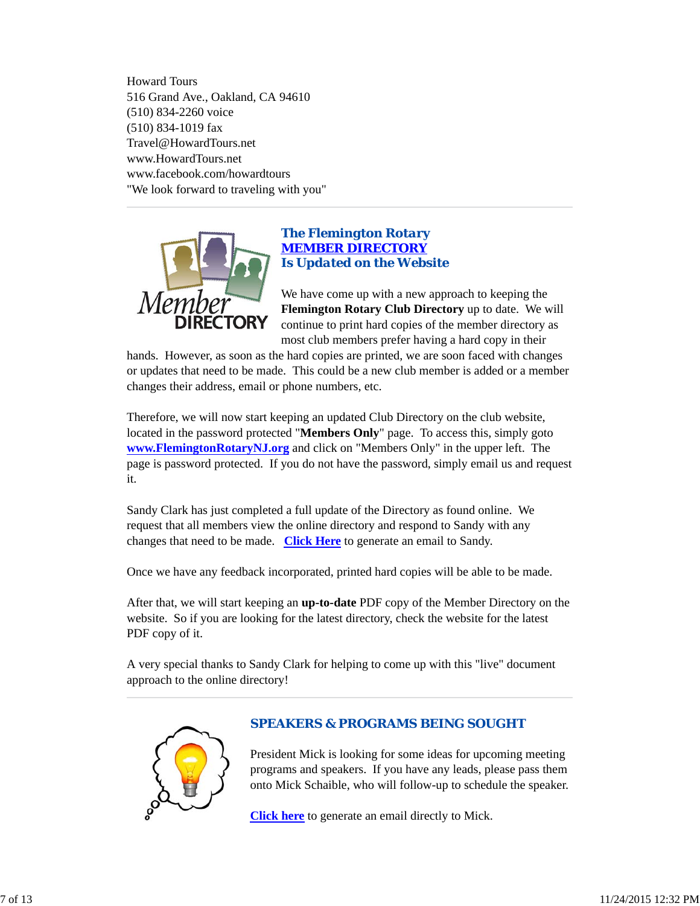Howard Tours
516 Grand Ave., Oakland, CA 94610
(510) 834-2260 voice
(510) 834-1019 fax
Travel@HowardTours.net
www.HowardTours.net
www.facebook.com/howardtours
"We look forward to traveling with you"

---

## The Flemington Rotary MEMBER DIRECTORY Is Updated on the Website

We have come up with a new approach to keeping the **Flemington Rotary Club Directory** up to date. We will continue to print hard copies of the member directory as most club members prefer having a hard copy in their hands. However, as soon as the hard copies are printed, we are soon faced with changes or updates that need to be made. This could be a new club member is added or a member changes their address, email or phone numbers, etc.

Therefore, we will now start keeping an updated Club Directory on the club website, located in the password protected "**Members Only**" page. To access this, simply goto **www.FlemingtonRotaryNJ.org** and click on "Members Only" in the upper left. The page is password protected. If you do not have the password, simply email us and request it.

Sandy Clark has just completed a full update of the Directory as found online. We request that all members view the online directory and respond to Sandy with any changes that need to be made. **Click Here** to generate an email to Sandy.

Once we have any feedback incorporated, printed hard copies will be able to be made.

After that, we will start keeping an **up-to-date** PDF copy of the Member Directory on the website. So if you are looking for the latest directory, check the website for the latest PDF copy of it.

A very special thanks to Sandy Clark for helping to come up with this "live" document approach to the online directory!

---

## SPEAKERS & PROGRAMS BEING SOUGHT

President Mick is looking for some ideas for upcoming meeting programs and speakers. If you have any leads, please pass them onto Mick Schaible, who will follow-up to schedule the speaker.

**Click here** to generate an email directly to Mick.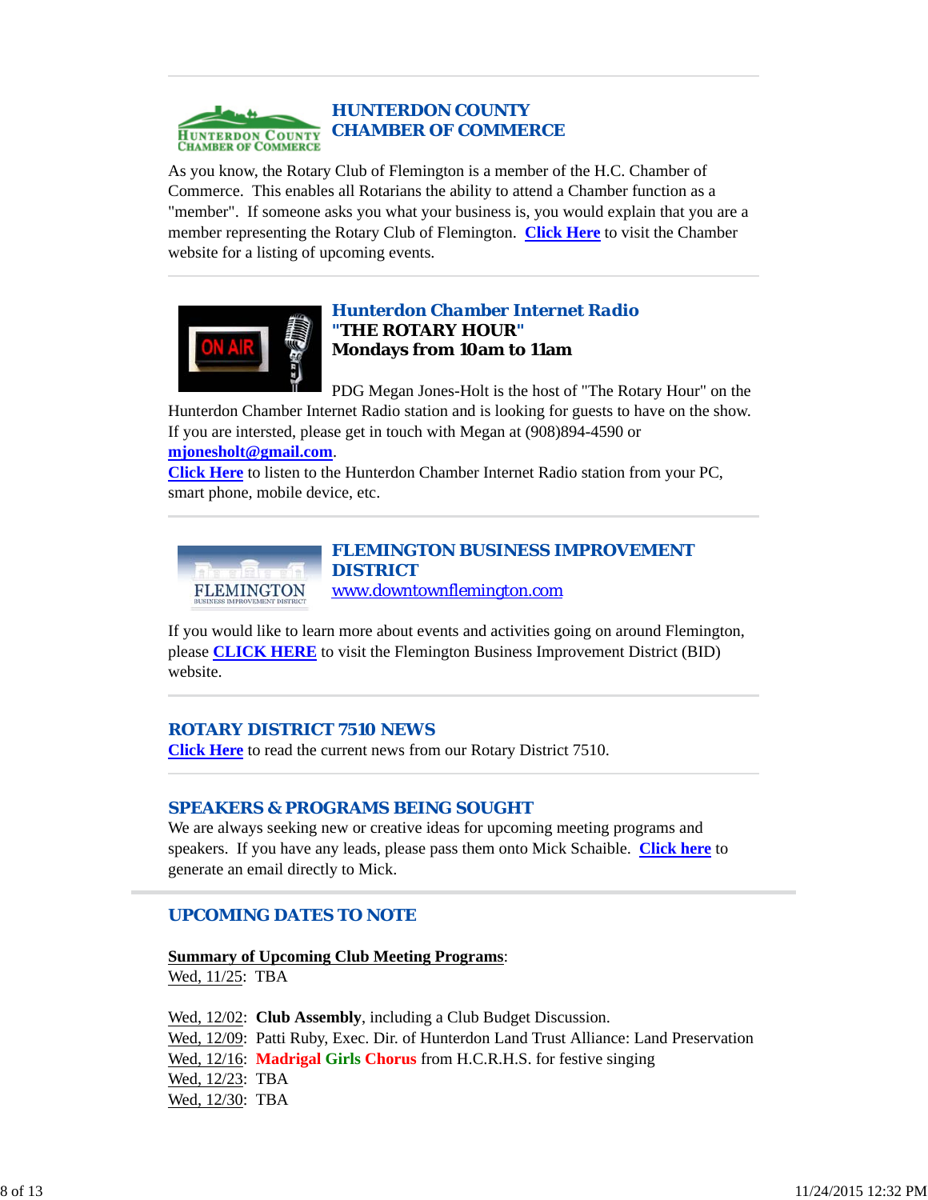## HUNTERDON COUNTY CHAMBER OF COMMERCE

As you know, the Rotary Club of Flemington is a member of the H.C. Chamber of Commerce. This enables all Rotarians the ability to attend a Chamber function as a "member". If someone asks you what your business is, you would explain that you are a member representing the Rotary Club of Flemington. **Click Here** to visit the Chamber website for a listing of upcoming events.

## Hunterdon Chamber Internet Radio

**"THE ROTARY HOUR"**
**Mondays from 10am to 11am**

PDG Megan Jones-Holt is the host of "The Rotary Hour" on the Hunterdon Chamber Internet Radio station and is looking for guests to have on the show. If you are intersted, please get in touch with Megan at (908)894-4590 or **mjonesholt@gmail.com**.
**Click Here** to listen to the Hunterdon Chamber Internet Radio station from your PC, smart phone, mobile device, etc.

## FLEMINGTON BUSINESS IMPROVEMENT DISTRICT

www.downtownflemington.com

If you would like to learn more about events and activities going on around Flemington, please **CLICK HERE** to visit the Flemington Business Improvement District (BID) website.

## ROTARY DISTRICT 7510 NEWS

**Click Here** to read the current news from our Rotary District 7510.

## SPEAKERS & PROGRAMS BEING SOUGHT

We are always seeking new or creative ideas for upcoming meeting programs and speakers. If you have any leads, please pass them onto Mick Schaible. **Click here** to generate an email directly to Mick.

## UPCOMING DATES TO NOTE

**Summary of Upcoming Club Meeting Programs**:
Wed, 11/25: TBA

Wed, 12/02: **Club Assembly**, including a Club Budget Discussion.
Wed, 12/09: Patti Ruby, Exec. Dir. of Hunterdon Land Trust Alliance: Land Preservation
Wed, 12/16: **Madrigal Girls Chorus** from H.C.R.H.S. for festive singing
Wed, 12/23: TBA
Wed, 12/30: TBA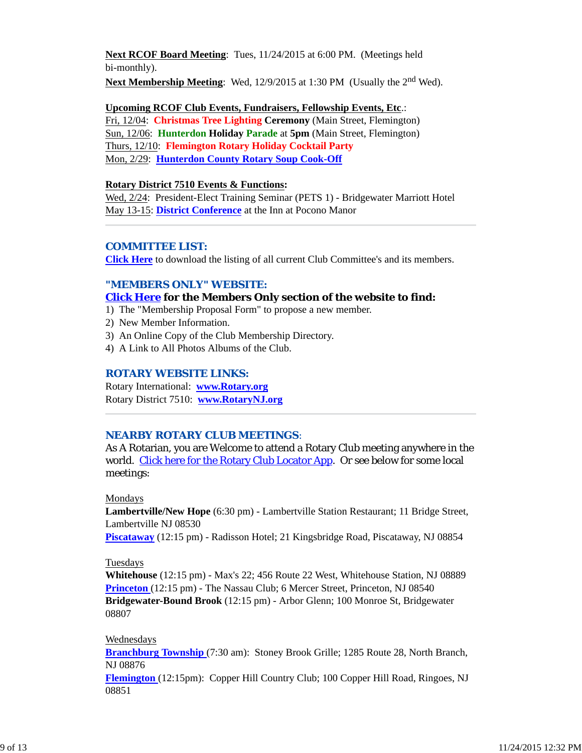**Next RCOF Board Meeting**: Tues, 11/24/2015 at 6:00 PM. (Meetings held bi-monthly).

**Next Membership Meeting**: Wed, 12/9/2015 at 1:30 PM (Usually the 2nd Wed).

**Upcoming RCOF Club Events, Fundraisers, Fellowship Events, Etc**.:

Fri, 12/04: **Christmas Tree Lighting Ceremony** (Main Street, Flemington)
Sun, 12/06: **Hunterdon Holiday Parade** at **5pm** (Main Street, Flemington)
Thurs, 12/10: **Flemington Rotary Holiday Cocktail Party**
Mon, 2/29: **Hunterdon County Rotary Soup Cook-Off**

**Rotary District 7510 Events & Functions:**

Wed, 2/24: President-Elect Training Seminar (PETS 1) - Bridgewater Marriott Hotel
May 13-15: **District Conference** at the Inn at Pocono Manor

---

## COMMITTEE LIST:

**Click Here** to download the listing of all current Club Committee's and its members.

## "MEMBERS ONLY" WEBSITE:

**Click Here for the Members Only section of the website to find:**

1) The "Membership Proposal Form" to propose a new member.
2) New Member Information.
3) An Online Copy of the Club Membership Directory.
4) A Link to All Photos Albums of the Club.

## ROTARY WEBSITE LINKS:

Rotary International: **www.Rotary.org**
Rotary District 7510: **www.RotaryNJ.org**

---

## NEARBY ROTARY CLUB MEETINGS:

As A Rotarian, you are Welcome to attend a Rotary Club meeting anywhere in the world. Click here for the Rotary Club Locator App. Or see below for some local meetings:

Mondays

**Lambertville/New Hope** (6:30 pm) - Lambertville Station Restaurant; 11 Bridge Street, Lambertville NJ 08530
**Piscataway** (12:15 pm) - Radisson Hotel; 21 Kingsbridge Road, Piscataway, NJ 08854

Tuesdays

**Whitehouse** (12:15 pm) - Max's 22; 456 Route 22 West, Whitehouse Station, NJ 08889
**Princeton** (12:15 pm) - The Nassau Club; 6 Mercer Street, Princeton, NJ 08540
**Bridgewater-Bound Brook** (12:15 pm) - Arbor Glenn; 100 Monroe St, Bridgewater 08807

Wednesdays

**Branchburg Township** (7:30 am): Stoney Brook Grille; 1285 Route 28, North Branch, NJ 08876
**Flemington** (12:15pm): Copper Hill Country Club; 100 Copper Hill Road, Ringoes, NJ 08851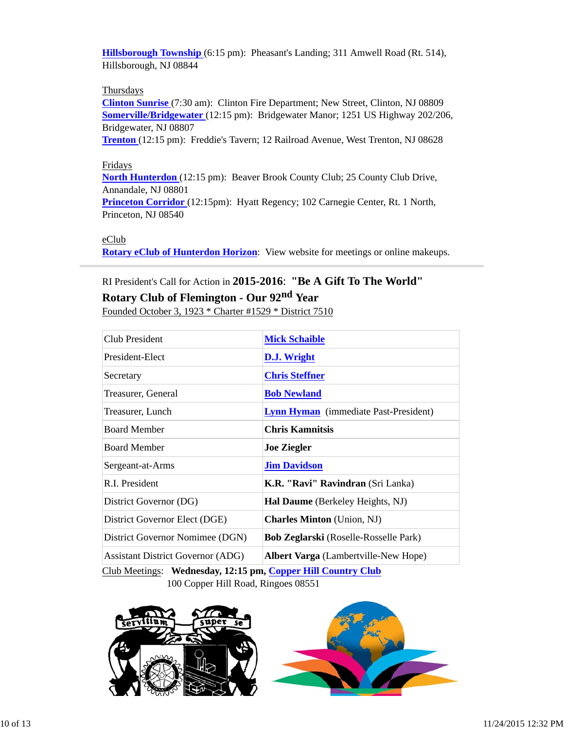**Hillsborough Township** (6:15 pm): Pheasant's Landing; 311 Amwell Road (Rt. 514), Hillsborough, NJ 08844

Thursdays
**Clinton Sunrise** (7:30 am): Clinton Fire Department; New Street, Clinton, NJ 08809
**Somerville/Bridgewater** (12:15 pm): Bridgewater Manor; 1251 US Highway 202/206, Bridgewater, NJ 08807
**Trenton** (12:15 pm): Freddie's Tavern; 12 Railroad Avenue, West Trenton, NJ 08628

Fridays
**North Hunterdon** (12:15 pm): Beaver Brook County Club; 25 County Club Drive, Annandale, NJ 08801
**Princeton Corridor** (12:15pm): Hyatt Regency; 102 Carnegie Center, Rt. 1 North, Princeton, NJ 08540

eClub
**Rotary eClub of Hunterdon Horizon**: View website for meetings or online makeups.

---

RI President's Call for Action in **2015-2016**: **"Be A Gift To The World"**

**Rotary Club of Flemington - Our 92nd Year**

Founded October 3, 1923 * Charter #1529 * District 7510

| | |
|---|---|
| Club President | **Mick Schaible** |
| President-Elect | **D.J. Wright** |
| Secretary | **Chris Steffner** |
| Treasurer, General | **Bob Newland** |
| Treasurer, Lunch | **Lynn Hyman** (immediate Past-President) |
| Board Member | **Chris Kamnitsis** |
| Board Member | **Joe Ziegler** |
| Sergeant-at-Arms | **Jim Davidson** |
| R.I. President | **K.R. "Ravi" Ravindran** (Sri Lanka) |
| District Governor (DG) | **Hal Daume** (Berkeley Heights, NJ) |
| District Governor Elect (DGE) | **Charles Minton** (Union, NJ) |
| District Governor Nomimee (DGN) | **Bob Zeglarski** (Roselle-Rosselle Park) |
| Assistant District Governor (ADG) | **Albert Varga** (Lambertville-New Hope) |

Club Meetings: **Wednesday, 12:15 pm, Copper Hill Country Club**
100 Copper Hill Road, Ringoes 08551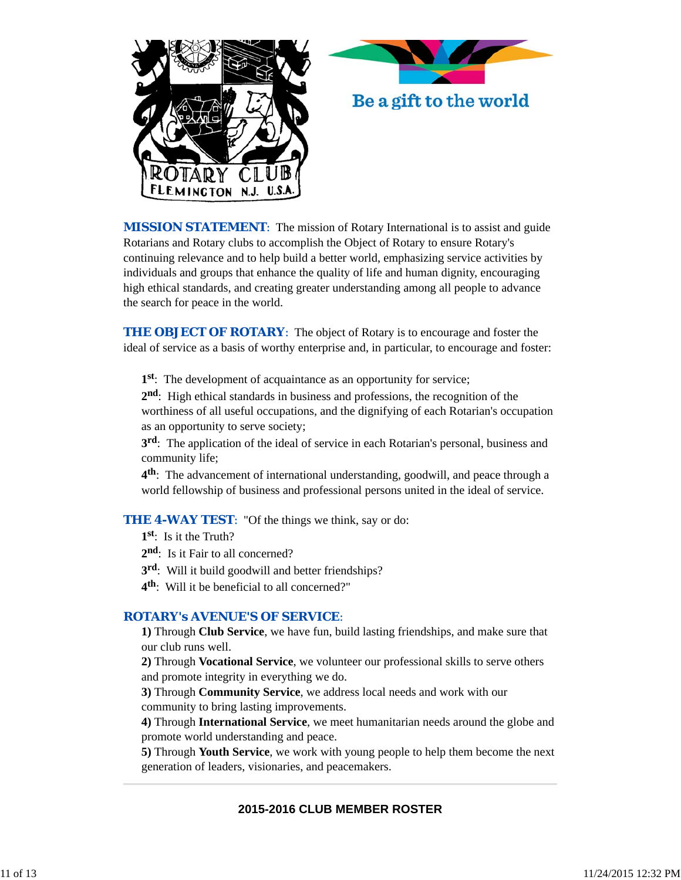ROTARY CLUB FLEMINGTON N.J. U.S.A.

Be a gift to the world

**MISSION STATEMENT**: The mission of Rotary International is to assist and guide Rotarians and Rotary clubs to accomplish the Object of Rotary to ensure Rotary's continuing relevance and to help build a better world, emphasizing service activities by individuals and groups that enhance the quality of life and human dignity, encouraging high ethical standards, and creating greater understanding among all people to advance the search for peace in the world.

**THE OBJECT OF ROTARY**: The object of Rotary is to encourage and foster the ideal of service as a basis of worthy enterprise and, in particular, to encourage and foster:

**1st**: The development of acquaintance as an opportunity for service;
**2nd**: High ethical standards in business and professions, the recognition of the worthiness of all useful occupations, and the dignifying of each Rotarian's occupation as an opportunity to serve society;
**3rd**: The application of the ideal of service in each Rotarian's personal, business and community life;
**4th**: The advancement of international understanding, goodwill, and peace through a world fellowship of business and professional persons united in the ideal of service.

**THE 4-WAY TEST**: "Of the things we think, say or do:
**1st**: Is it the Truth?
**2nd**: Is it Fair to all concerned?
**3rd**: Will it build goodwill and better friendships?
**4th**: Will it be beneficial to all concerned?"

**ROTARY's AVENUE'S OF SERVICE**:
**1)** Through **Club Service**, we have fun, build lasting friendships, and make sure that our club runs well.
**2)** Through **Vocational Service**, we volunteer our professional skills to serve others and promote integrity in everything we do.
**3)** Through **Community Service**, we address local needs and work with our community to bring lasting improvements.
**4)** Through **International Service**, we meet humanitarian needs around the globe and promote world understanding and peace.
**5)** Through **Youth Service**, we work with young people to help them become the next generation of leaders, visionaries, and peacemakers.

---

**2015-2016 CLUB MEMBER ROSTER**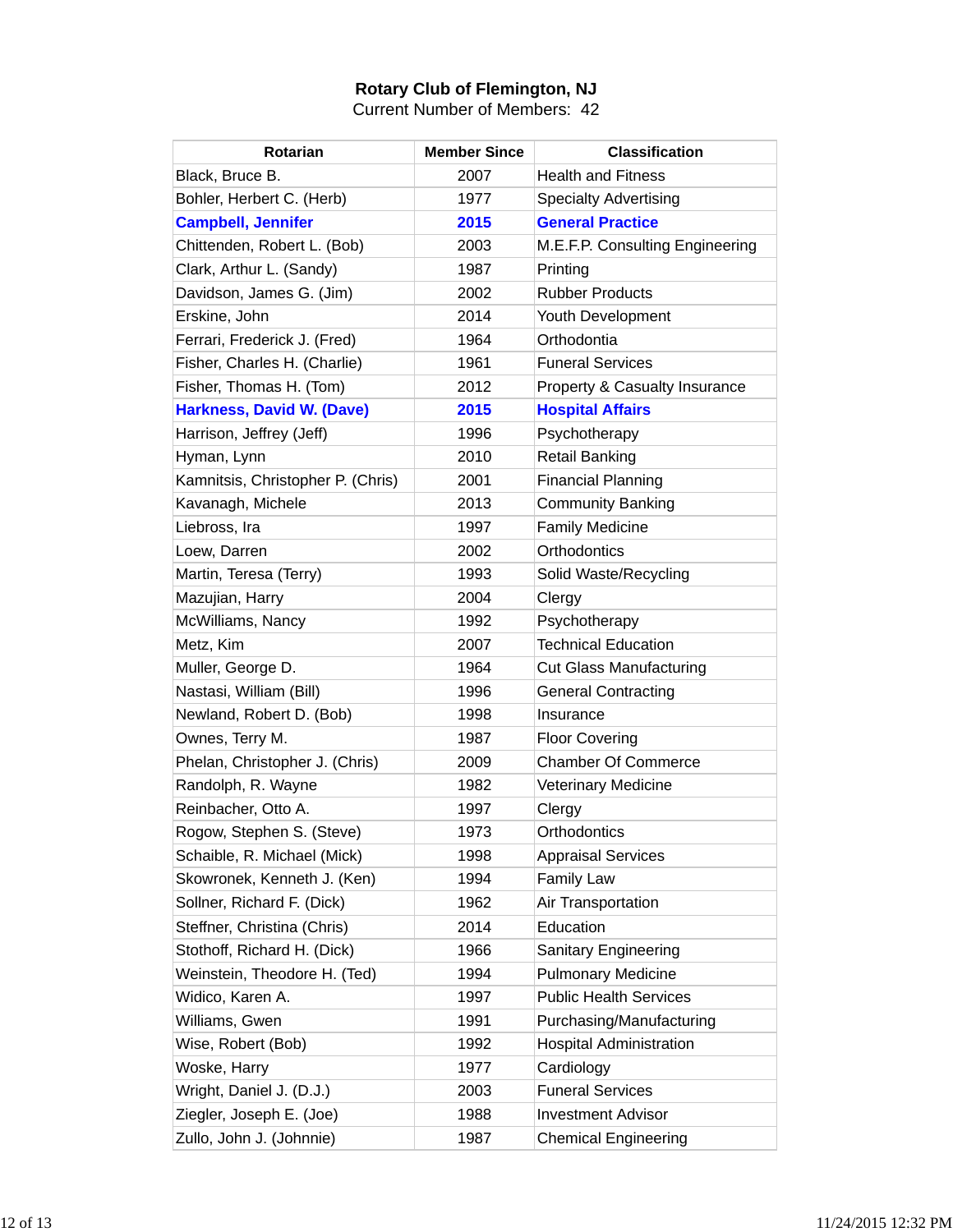**Rotary Club of Flemington, NJ**
Current Number of Members: 42

| Rotarian | Member Since | Classification |
|---|---|---|
| Black, Bruce B. | 2007 | Health and Fitness |
| Bohler, Herbert C. (Herb) | 1977 | Specialty Advertising |
| **Campbell, Jennifer** | **2015** | **General Practice** |
| Chittenden, Robert L. (Bob) | 2003 | M.E.F.P. Consulting Engineering |
| Clark, Arthur L. (Sandy) | 1987 | Printing |
| Davidson, James G. (Jim) | 2002 | Rubber Products |
| Erskine, John | 2014 | Youth Development |
| Ferrari, Frederick J. (Fred) | 1964 | Orthodontia |
| Fisher, Charles H. (Charlie) | 1961 | Funeral Services |
| Fisher, Thomas H. (Tom) | 2012 | Property & Casualty Insurance |
| **Harkness, David W. (Dave)** | **2015** | **Hospital Affairs** |
| Harrison, Jeffrey (Jeff) | 1996 | Psychotherapy |
| Hyman, Lynn | 2010 | Retail Banking |
| Kamnitsis, Christopher P. (Chris) | 2001 | Financial Planning |
| Kavanagh, Michele | 2013 | Community Banking |
| Liebross, Ira | 1997 | Family Medicine |
| Loew, Darren | 2002 | Orthodontics |
| Martin, Teresa (Terry) | 1993 | Solid Waste/Recycling |
| Mazujian, Harry | 2004 | Clergy |
| McWilliams, Nancy | 1992 | Psychotherapy |
| Metz, Kim | 2007 | Technical Education |
| Muller, George D. | 1964 | Cut Glass Manufacturing |
| Nastasi, William (Bill) | 1996 | General Contracting |
| Newland, Robert D. (Bob) | 1998 | Insurance |
| Ownes, Terry M. | 1987 | Floor Covering |
| Phelan, Christopher J. (Chris) | 2009 | Chamber Of Commerce |
| Randolph, R. Wayne | 1982 | Veterinary Medicine |
| Reinbacher, Otto A. | 1997 | Clergy |
| Rogow, Stephen S. (Steve) | 1973 | Orthodontics |
| Schaible, R. Michael (Mick) | 1998 | Appraisal Services |
| Skowronek, Kenneth J. (Ken) | 1994 | Family Law |
| Sollner, Richard F. (Dick) | 1962 | Air Transportation |
| Steffner, Christina (Chris) | 2014 | Education |
| Stothoff, Richard H. (Dick) | 1966 | Sanitary Engineering |
| Weinstein, Theodore H. (Ted) | 1994 | Pulmonary Medicine |
| Widico, Karen A. | 1997 | Public Health Services |
| Williams, Gwen | 1991 | Purchasing/Manufacturing |
| Wise, Robert (Bob) | 1992 | Hospital Administration |
| Woske, Harry | 1977 | Cardiology |
| Wright, Daniel J. (D.J.) | 2003 | Funeral Services |
| Ziegler, Joseph E. (Joe) | 1988 | Investment Advisor |
| Zullo, John J. (Johnnie) | 1987 | Chemical Engineering |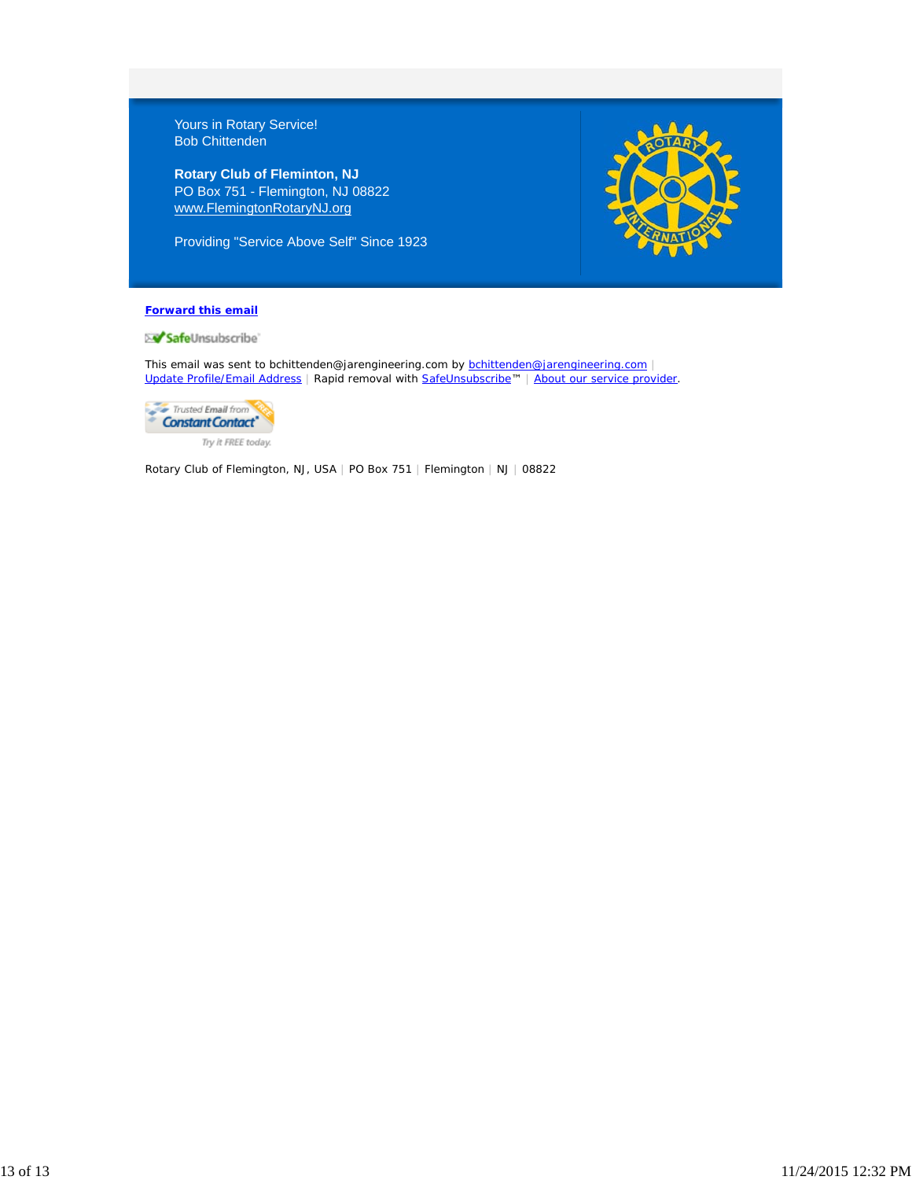Yours in Rotary Service!
Bob Chittenden

**Rotary Club of Fleminton, NJ**
PO Box 751 - Flemington, NJ 08822
www.FlemingtonRotaryNJ.org

Providing "Service Above Self" Since 1923

**Forward this email**

SafeUnsubscribe

This email was sent to bchittenden@jarengineering.com by bchittenden@jarengineering.com | Update Profile/Email Address | Rapid removal with SafeUnsubscribe™ | About our service provider.

Trusted Email from Constant Contact
Try it FREE today.

Rotary Club of Flemington, NJ, USA | PO Box 751 | Flemington | NJ | 08822